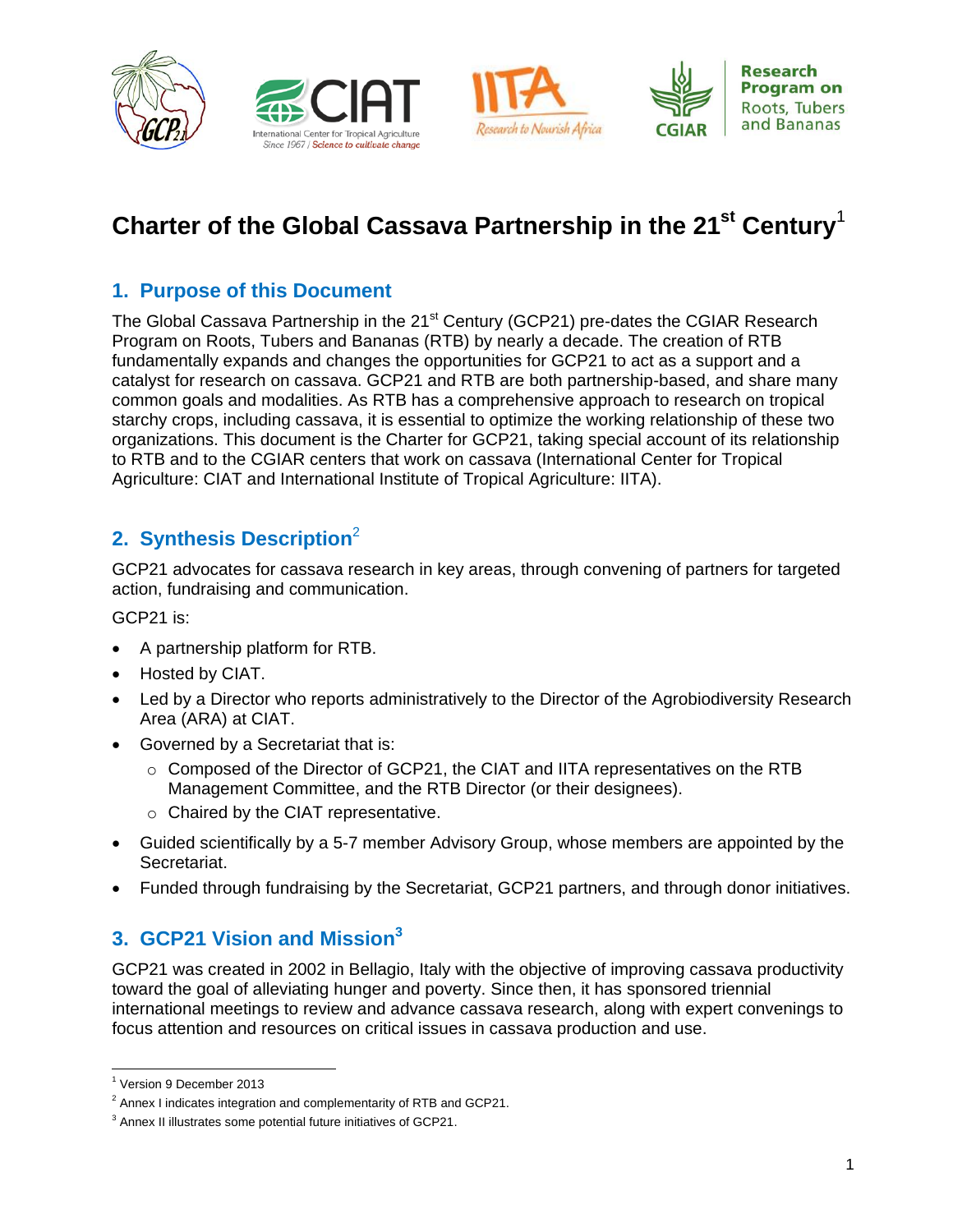# Charter of the Global Cassava Partnership in the 21st Century[1]

## 1. Purpose of this Document

The Global Cassava Partnership in the 21st Century (GCP21) pre-dates the CGIAR Research Program on Roots, Tubers and Bananas (RTB) by nearly a decade. The creation of RTB fundamentally expands and changes the opportunities for GCP21 to act as a support and a catalyst for research on cassava. GCP21 and RTB are both partnership-based, and share many common goals and modalities. As RTB has a comprehensive approach to research on tropical starchy crops, including cassava, it is essential to optimize the working relationship of these two organizations. This document is the Charter for GCP21, taking special account of its relationship to RTB and to the CGIAR centers that work on cassava (International Center for Tropical Agriculture: CIAT and International Institute of Tropical Agriculture: IITA).

## 2. Synthesis Description[2]

GCP21 advocates for cassava research in key areas, through convening of partners for targeted action, fundraising and communication.

GCP21 is:

- A partnership platform for RTB.
- Hosted by CIAT.
- Led by a Director who reports administratively to the Director of the Agrobiodiversity Research Area (ARA) at CIAT.
- Governed by a Secretariat that is:
  - Composed of the Director of GCP21, the CIAT and IITA representatives on the RTB Management Committee, and the RTB Director (or their designees).
  - Chaired by the CIAT representative.
- Guided scientifically by a 5-7 member Advisory Group, whose members are appointed by the Secretariat.
- Funded through fundraising by the Secretariat, GCP21 partners, and through donor initiatives.

## 3. GCP21 Vision and Mission[3]

GCP21 was created in 2002 in Bellagio, Italy with the objective of improving cassava productivity toward the goal of alleviating hunger and poverty. Since then, it has sponsored triennial international meetings to review and advance cassava research, along with expert convenings to focus attention and resources on critical issues in cassava production and use.

---

[1] Version 9 December 2013

[2] Annex I indicates integration and complementarity of RTB and GCP21.

[3] Annex II illustrates some potential future initiatives of GCP21.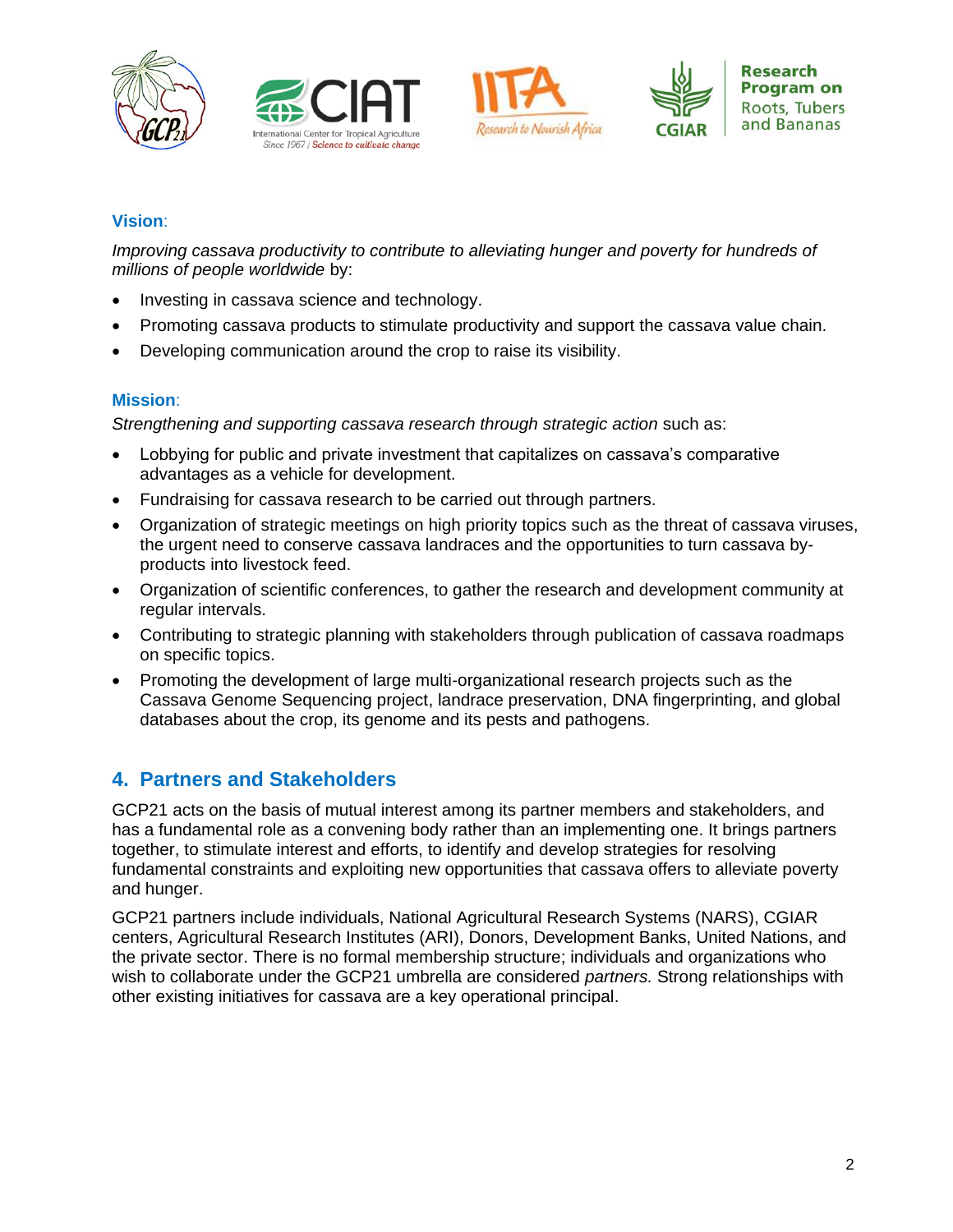**Vision**:

*Improving cassava productivity to contribute to alleviating hunger and poverty for hundreds of millions of people worldwide* by:

- Investing in cassava science and technology.
- Promoting cassava products to stimulate productivity and support the cassava value chain.
- Developing communication around the crop to raise its visibility.

**Mission**:

*Strengthening and supporting cassava research through strategic action* such as:

- Lobbying for public and private investment that capitalizes on cassava's comparative advantages as a vehicle for development.
- Fundraising for cassava research to be carried out through partners.
- Organization of strategic meetings on high priority topics such as the threat of cassava viruses, the urgent need to conserve cassava landraces and the opportunities to turn cassava by-products into livestock feed.
- Organization of scientific conferences, to gather the research and development community at regular intervals.
- Contributing to strategic planning with stakeholders through publication of cassava roadmaps on specific topics.
- Promoting the development of large multi-organizational research projects such as the Cassava Genome Sequencing project, landrace preservation, DNA fingerprinting, and global databases about the crop, its genome and its pests and pathogens.

## 4. Partners and Stakeholders

GCP21 acts on the basis of mutual interest among its partner members and stakeholders, and has a fundamental role as a convening body rather than an implementing one. It brings partners together, to stimulate interest and efforts, to identify and develop strategies for resolving fundamental constraints and exploiting new opportunities that cassava offers to alleviate poverty and hunger.

GCP21 partners include individuals, National Agricultural Research Systems (NARS), CGIAR centers, Agricultural Research Institutes (ARI), Donors, Development Banks, United Nations, and the private sector. There is no formal membership structure; individuals and organizations who wish to collaborate under the GCP21 umbrella are considered *partners.* Strong relationships with other existing initiatives for cassava are a key operational principal.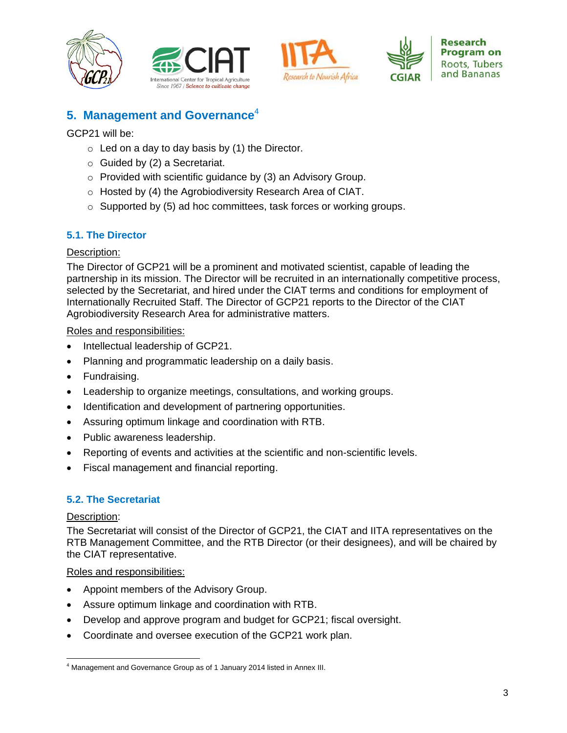## 5. Management and Governance[4]

GCP21 will be:

- Led on a day to day basis by (1) the Director.
- Guided by (2) a Secretariat.
- Provided with scientific guidance by (3) an Advisory Group.
- Hosted by (4) the Agrobiodiversity Research Area of CIAT.
- Supported by (5) ad hoc committees, task forces or working groups.

### 5.1. The Director

Description:

The Director of GCP21 will be a prominent and motivated scientist, capable of leading the partnership in its mission. The Director will be recruited in an internationally competitive process, selected by the Secretariat, and hired under the CIAT terms and conditions for employment of Internationally Recruited Staff. The Director of GCP21 reports to the Director of the CIAT Agrobiodiversity Research Area for administrative matters.

Roles and responsibilities:

- Intellectual leadership of GCP21.
- Planning and programmatic leadership on a daily basis.
- Fundraising.
- Leadership to organize meetings, consultations, and working groups.
- Identification and development of partnering opportunities.
- Assuring optimum linkage and coordination with RTB.
- Public awareness leadership.
- Reporting of events and activities at the scientific and non-scientific levels.
- Fiscal management and financial reporting.

### 5.2. The Secretariat

Description:

The Secretariat will consist of the Director of GCP21, the CIAT and IITA representatives on the RTB Management Committee, and the RTB Director (or their designees), and will be chaired by the CIAT representative.

Roles and responsibilities:

- Appoint members of the Advisory Group.
- Assure optimum linkage and coordination with RTB.
- Develop and approve program and budget for GCP21; fiscal oversight.
- Coordinate and oversee execution of the GCP21 work plan.

[4] Management and Governance Group as of 1 January 2014 listed in Annex III.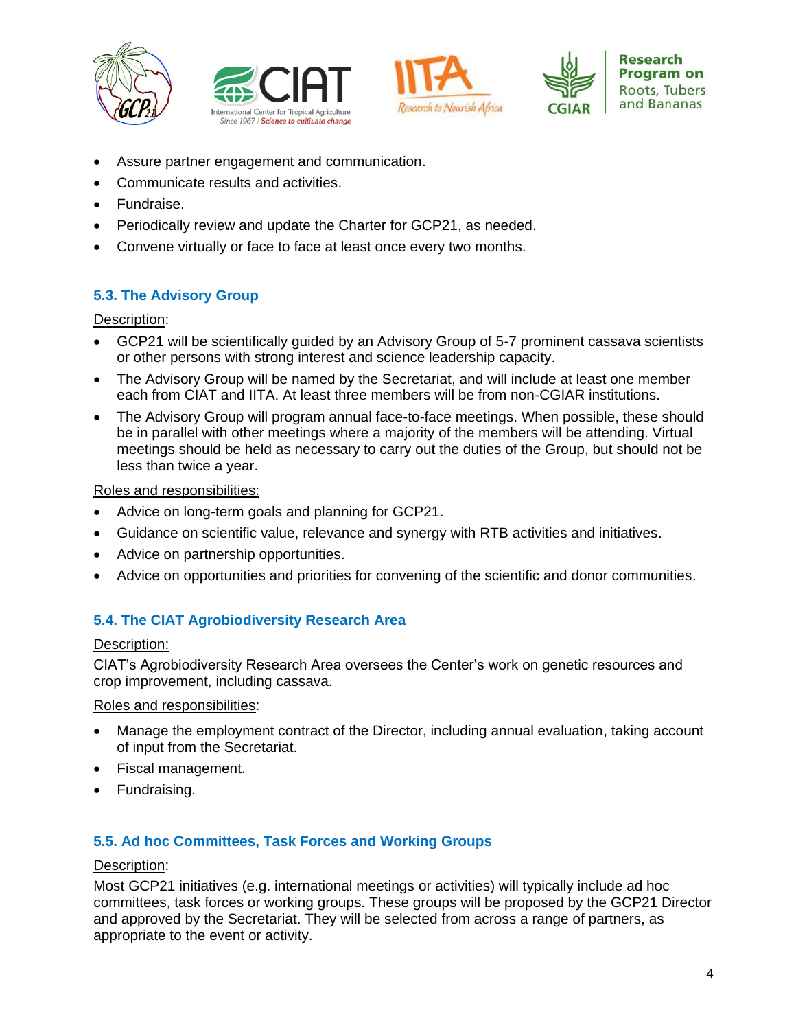- Assure partner engagement and communication.
- Communicate results and activities.
- Fundraise.
- Periodically review and update the Charter for GCP21, as needed.
- Convene virtually or face to face at least once every two months.

### 5.3. The Advisory Group

Description:

- GCP21 will be scientifically guided by an Advisory Group of 5-7 prominent cassava scientists or other persons with strong interest and science leadership capacity.
- The Advisory Group will be named by the Secretariat, and will include at least one member each from CIAT and IITA. At least three members will be from non-CGIAR institutions.
- The Advisory Group will program annual face-to-face meetings. When possible, these should be in parallel with other meetings where a majority of the members will be attending. Virtual meetings should be held as necessary to carry out the duties of the Group, but should not be less than twice a year.

Roles and responsibilities:

- Advice on long-term goals and planning for GCP21.
- Guidance on scientific value, relevance and synergy with RTB activities and initiatives.
- Advice on partnership opportunities.
- Advice on opportunities and priorities for convening of the scientific and donor communities.

### 5.4. The CIAT Agrobiodiversity Research Area

Description:

CIAT's Agrobiodiversity Research Area oversees the Center's work on genetic resources and crop improvement, including cassava.

Roles and responsibilities:

- Manage the employment contract of the Director, including annual evaluation, taking account of input from the Secretariat.
- Fiscal management.
- Fundraising.

### 5.5. Ad hoc Committees, Task Forces and Working Groups

Description:

Most GCP21 initiatives (e.g. international meetings or activities) will typically include ad hoc committees, task forces or working groups. These groups will be proposed by the GCP21 Director and approved by the Secretariat. They will be selected from across a range of partners, as appropriate to the event or activity.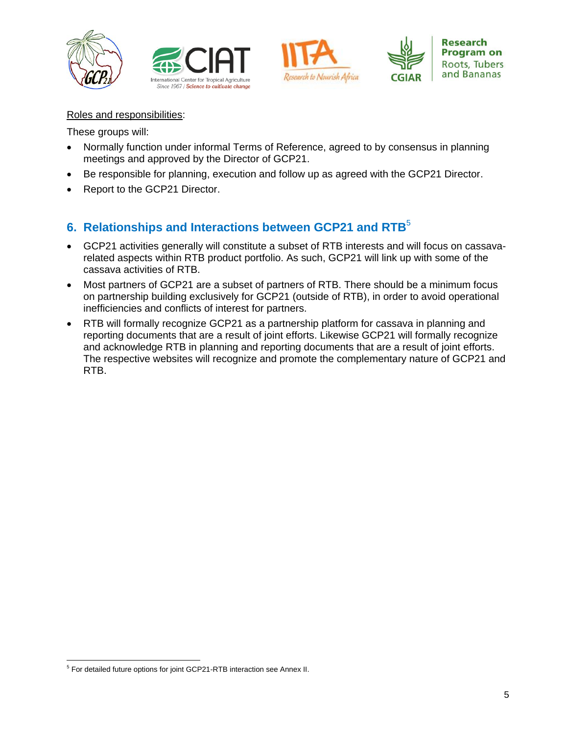Roles and responsibilities:

These groups will:

- Normally function under informal Terms of Reference, agreed to by consensus in planning meetings and approved by the Director of GCP21.
- Be responsible for planning, execution and follow up as agreed with the GCP21 Director.
- Report to the GCP21 Director.

## 6. Relationships and Interactions between GCP21 and RTB[5]

- GCP21 activities generally will constitute a subset of RTB interests and will focus on cassava-related aspects within RTB product portfolio. As such, GCP21 will link up with some of the cassava activities of RTB.
- Most partners of GCP21 are a subset of partners of RTB. There should be a minimum focus on partnership building exclusively for GCP21 (outside of RTB), in order to avoid operational inefficiencies and conflicts of interest for partners.
- RTB will formally recognize GCP21 as a partnership platform for cassava in planning and reporting documents that are a result of joint efforts. Likewise GCP21 will formally recognize and acknowledge RTB in planning and reporting documents that are a result of joint efforts. The respective websites will recognize and promote the complementary nature of GCP21 and RTB.

[5] For detailed future options for joint GCP21-RTB interaction see Annex II.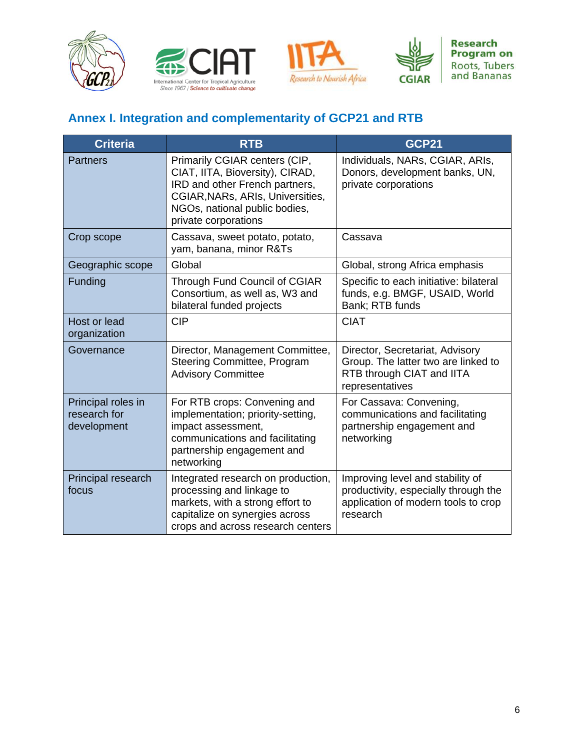## Annex I. Integration and complementarity of GCP21 and RTB

| Criteria | RTB | GCP21 |
|---|---|---|
| Partners | Primarily CGIAR centers (CIP, CIAT, IITA, Bioversity), CIRAD, IRD and other French partners, CGIAR,NARs, ARIs, Universities, NGOs, national public bodies, private corporations | Individuals, NARs, CGIAR, ARIs, Donors, development banks, UN, private corporations |
| Crop scope | Cassava, sweet potato, potato, yam, banana, minor R&Ts | Cassava |
| Geographic scope | Global | Global, strong Africa emphasis |
| Funding | Through Fund Council of CGIAR Consortium, as well as, W3 and bilateral funded projects | Specific to each initiative: bilateral funds, e.g. BMGF, USAID, World Bank; RTB funds |
| Host or lead organization | CIP | CIAT |
| Governance | Director, Management Committee, Steering Committee, Program Advisory Committee | Director, Secretariat, Advisory Group. The latter two are linked to RTB through CIAT and IITA representatives |
| Principal roles in research for development | For RTB crops: Convening and implementation; priority-setting, impact assessment, communications and facilitating partnership engagement and networking | For Cassava: Convening, communications and facilitating partnership engagement and networking |
| Principal research focus | Integrated research on production, processing and linkage to markets, with a strong effort to capitalize on synergies across crops and across research centers | Improving level and stability of productivity, especially through the application of modern tools to crop research |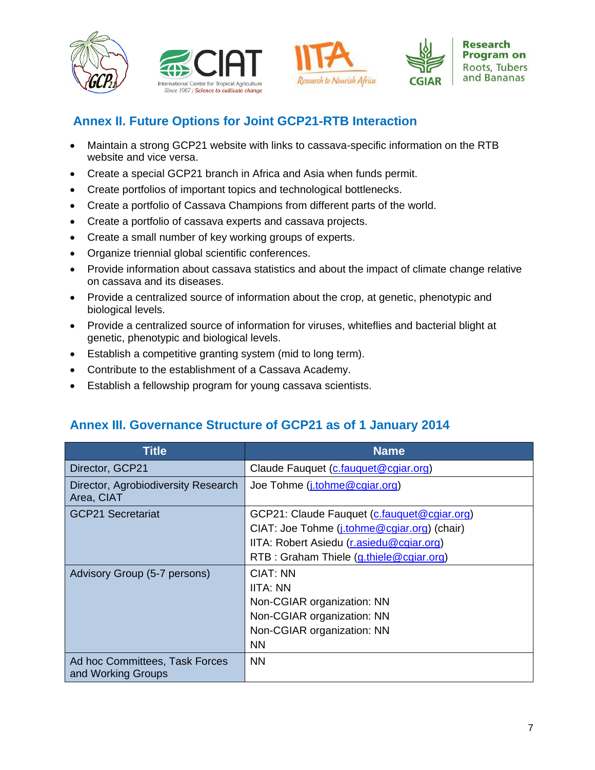## Annex II. Future Options for Joint GCP21-RTB Interaction

- Maintain a strong GCP21 website with links to cassava-specific information on the RTB website and vice versa.
- Create a special GCP21 branch in Africa and Asia when funds permit.
- Create portfolios of important topics and technological bottlenecks.
- Create a portfolio of Cassava Champions from different parts of the world.
- Create a portfolio of cassava experts and cassava projects.
- Create a small number of key working groups of experts.
- Organize triennial global scientific conferences.
- Provide information about cassava statistics and about the impact of climate change relative on cassava and its diseases.
- Provide a centralized source of information about the crop, at genetic, phenotypic and biological levels.
- Provide a centralized source of information for viruses, whiteflies and bacterial blight at genetic, phenotypic and biological levels.
- Establish a competitive granting system (mid to long term).
- Contribute to the establishment of a Cassava Academy.
- Establish a fellowship program for young cassava scientists.

## Annex III. Governance Structure of GCP21 as of 1 January 2014

| Title | Name |
|---|---|
| Director, GCP21 | Claude Fauquet (c.fauquet@cgiar.org) |
| Director, Agrobiodiversity Research Area, CIAT | Joe Tohme (j.tohme@cgiar.org) |
| GCP21 Secretariat | GCP21: Claude Fauquet (c.fauquet@cgiar.org)<br>CIAT: Joe Tohme (j.tohme@cgiar.org) (chair)<br>IITA: Robert Asiedu (r.asiedu@cgiar.org)<br>RTB : Graham Thiele (g.thiele@cgiar.org) |
| Advisory Group (5-7 persons) | CIAT: NN<br>IITA: NN<br>Non-CGIAR organization: NN<br>Non-CGIAR organization: NN<br>Non-CGIAR organization: NN<br>NN |
| Ad hoc Committees, Task Forces and Working Groups | NN |